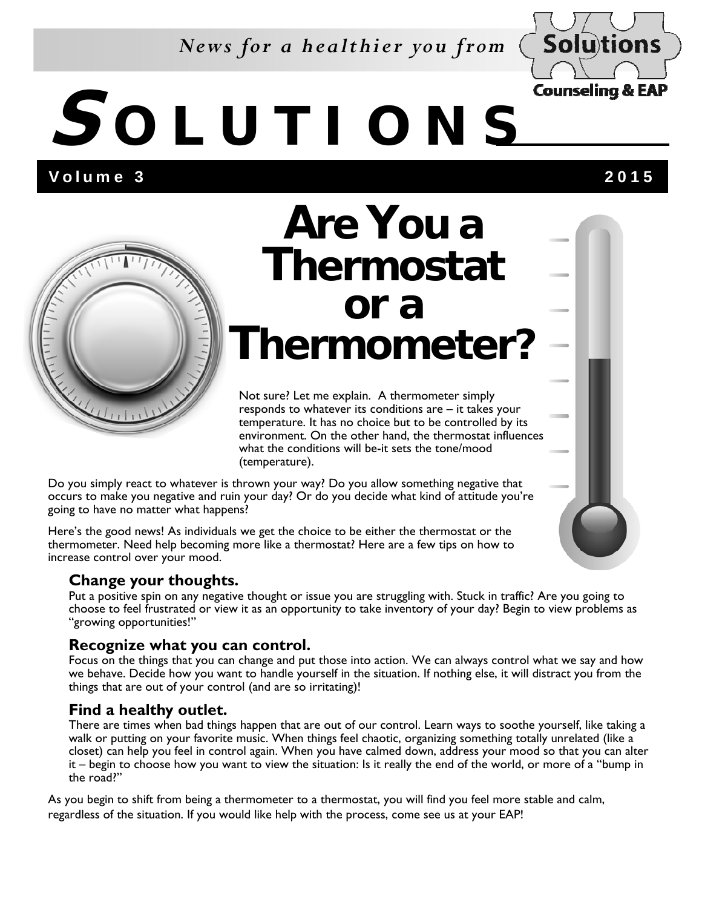*News for a healthier you from* Solutions Counseling & EAP

# SOLUTIONS

**Volume 3** **2015**

# Are You a Thermostat or a Thermometer?

Not sure? Let me explain. A thermometer simply responds to whatever its conditions are – it takes your temperature. It has no choice but to be controlled by its environment. On the other hand, the thermostat influences what the conditions will be-it sets the tone/mood (temperature).

Do you simply react to whatever is thrown your way? Do you allow something negative that occurs to make you negative and ruin your day? Or do you decide what kind of attitude you're going to have no matter what happens?

Here's the good news! As individuals we get the choice to be either the thermostat or the thermometer. Need help becoming more like a thermostat? Here are a few tips on how to increase control over your mood.

### Change your thoughts.

Put a positive spin on any negative thought or issue you are struggling with. Stuck in traffic? Are you going to choose to feel frustrated or view it as an opportunity to take inventory of your day? Begin to view problems as "growing opportunities!"

### Recognize what you can control.

Focus on the things that you can change and put those into action. We can always control what we say and how we behave. Decide how you want to handle yourself in the situation. If nothing else, it will distract you from the things that are out of your control (and are so irritating)!

### Find a healthy outlet.

There are times when bad things happen that are out of our control. Learn ways to soothe yourself, like taking a walk or putting on your favorite music. When things feel chaotic, organizing something totally unrelated (like a closet) can help you feel in control again. When you have calmed down, address your mood so that you can alter it – begin to choose how you want to view the situation: Is it really the end of the world, or more of a "bump in the road?"

As you begin to shift from being a thermometer to a thermostat, you will find you feel more stable and calm, regardless of the situation. If you would like help with the process, come see us at your EAP!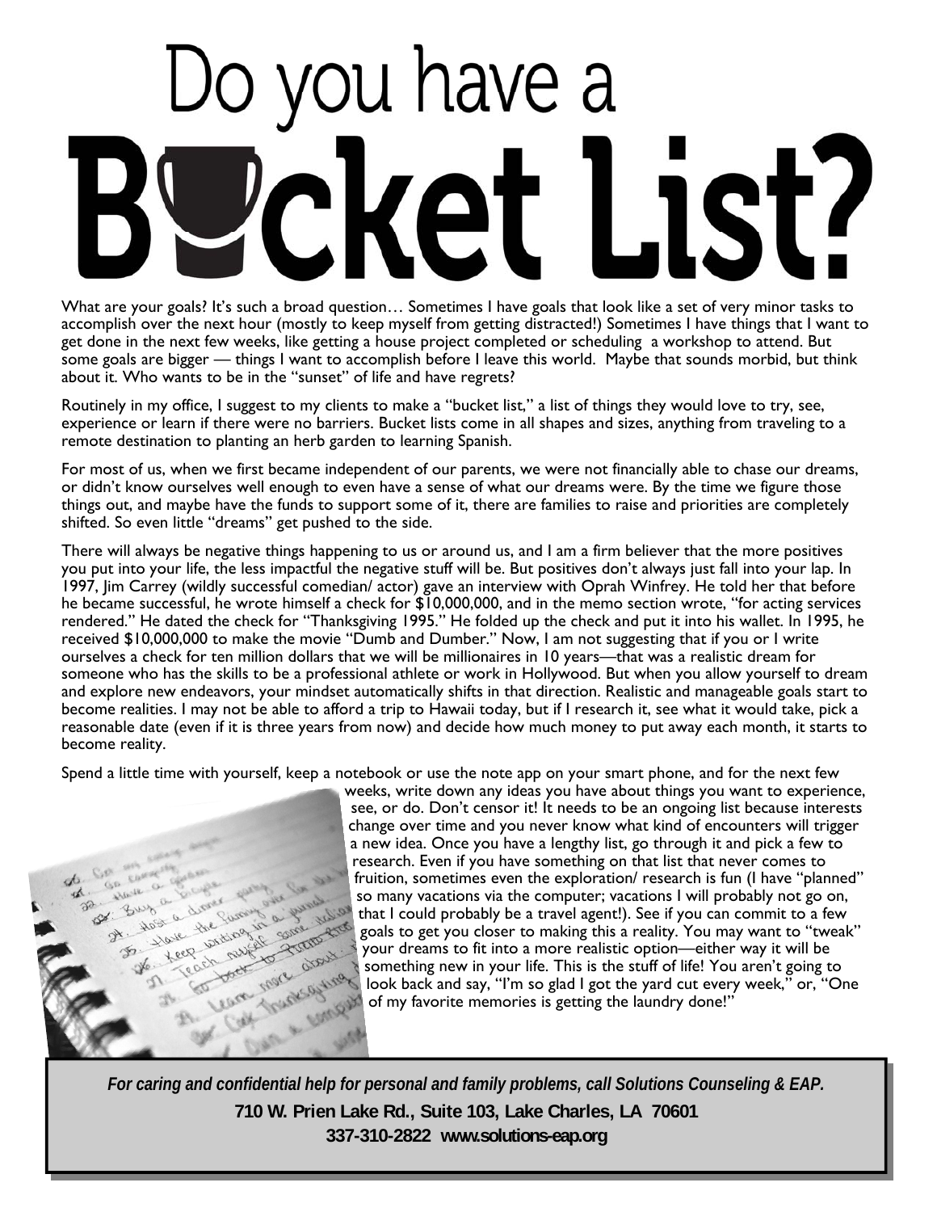# Do you have a Bucket List?

What are your goals? It's such a broad question… Sometimes I have goals that look like a set of very minor tasks to accomplish over the next hour (mostly to keep myself from getting distracted!) Sometimes I have things that I want to get done in the next few weeks, like getting a house project completed or scheduling a workshop to attend. But some goals are bigger — things I want to accomplish before I leave this world. Maybe that sounds morbid, but think about it. Who wants to be in the "sunset" of life and have regrets?

Routinely in my office, I suggest to my clients to make a "bucket list," a list of things they would love to try, see, experience or learn if there were no barriers. Bucket lists come in all shapes and sizes, anything from traveling to a remote destination to planting an herb garden to learning Spanish.

For most of us, when we first became independent of our parents, we were not financially able to chase our dreams, or didn't know ourselves well enough to even have a sense of what our dreams were. By the time we figure those things out, and maybe have the funds to support some of it, there are families to raise and priorities are completely shifted. So even little "dreams" get pushed to the side.

There will always be negative things happening to us or around us, and I am a firm believer that the more positives you put into your life, the less impactful the negative stuff will be. But positives don't always just fall into your lap. In 1997, Jim Carrey (wildly successful comedian/ actor) gave an interview with Oprah Winfrey. He told her that before he became successful, he wrote himself a check for $10,000,000, and in the memo section wrote, "for acting services rendered." He dated the check for "Thanksgiving 1995." He folded up the check and put it into his wallet. In 1995, he received $10,000,000 to make the movie "Dumb and Dumber." Now, I am not suggesting that if you or I write ourselves a check for ten million dollars that we will be millionaires in 10 years—that was a realistic dream for someone who has the skills to be a professional athlete or work in Hollywood. But when you allow yourself to dream and explore new endeavors, your mindset automatically shifts in that direction. Realistic and manageable goals start to become realities. I may not be able to afford a trip to Hawaii today, but if I research it, see what it would take, pick a reasonable date (even if it is three years from now) and decide how much money to put away each month, it starts to become reality.

Spend a little time with yourself, keep a notebook or use the note app on your smart phone, and for the next few weeks, write down any ideas you have about things you want to experience, see, or do. Don't censor it! It needs to be an ongoing list because interests change over time and you never know what kind of encounters will trigger a new idea. Once you have a lengthy list, go through it and pick a few to research. Even if you have something on that list that never comes to fruition, sometimes even the exploration/ research is fun (I have "planned" so many vacations via the computer; vacations I will probably not go on, that I could probably be a travel agent!). See if you can commit to a few goals to get you closer to making this a reality. You may want to "tweak" your dreams to fit into a more realistic option—either way it will be something new in your life. This is the stuff of life! You aren't going to look back and say, "I'm so glad I got the yard cut every week," or, "One of my favorite memories is getting the laundry done!"

***For caring and confidential help for personal and family problems, call Solutions Counseling & EAP.***

**710 W. Prien Lake Rd., Suite 103, Lake Charles, LA 70601**

**337-310-2822 www.solutions-eap.org**